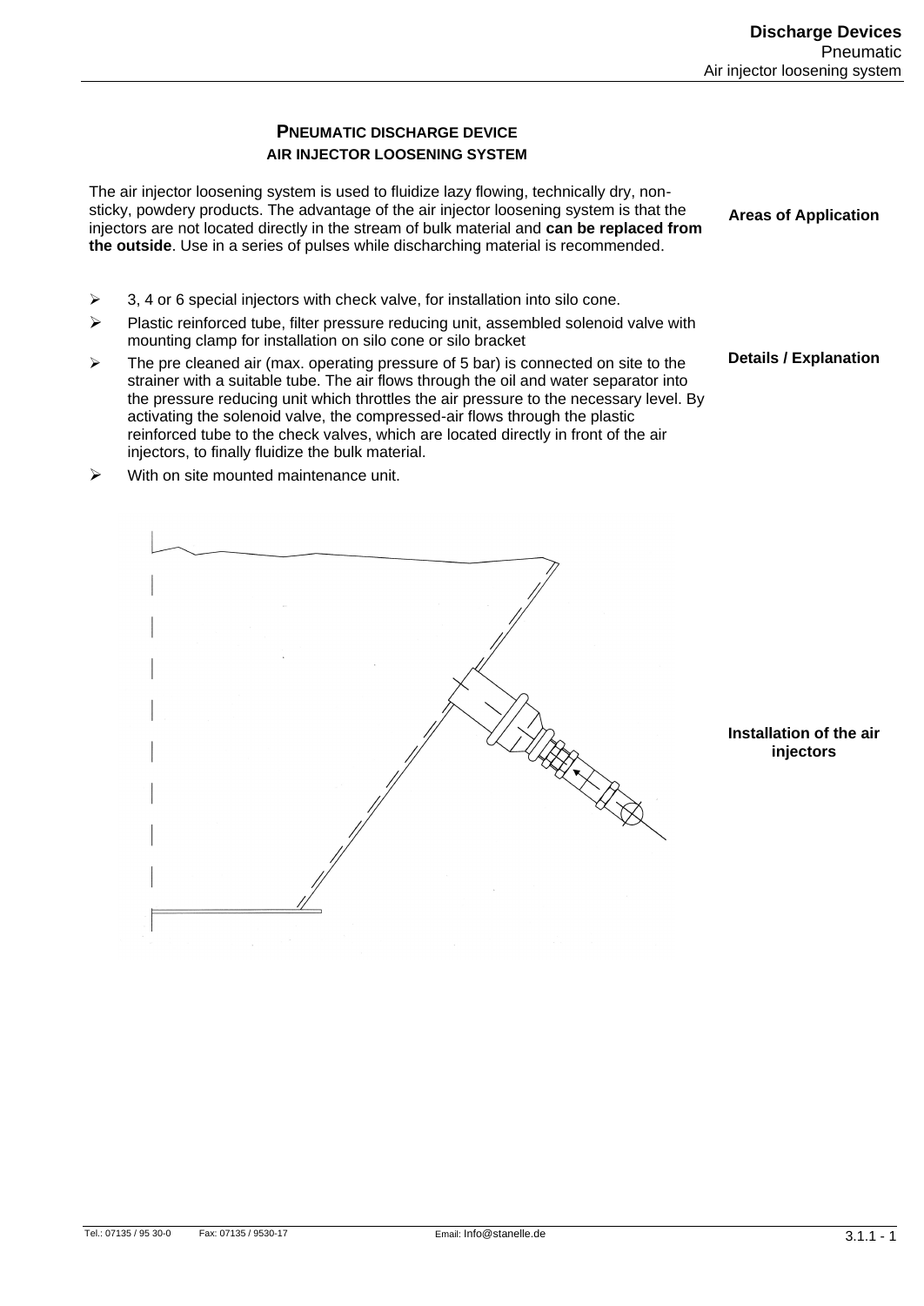# PNEUMATIC DISCHARGE DEVICE

## AIR INJECTOR LOOSENING SYSTEM

**Areas of Application**

The air injector loosening system is used to fluidize lazy flowing, technically dry, non-sticky, powdery products. The advantage of the air injector loosening system is that the injectors are not located directly in the stream of bulk material and **can be replaced from the outside**. Use in a series of pulses while discharching material is recommended.

**Details / Explanation**

- 3, 4 or 6 special injectors with check valve, for installation into silo cone.
- Plastic reinforced tube, filter pressure reducing unit, assembled solenoid valve with mounting clamp for installation on silo cone or silo bracket
- The pre cleaned air (max. operating pressure of 5 bar) is connected on site to the strainer with a suitable tube. The air flows through the oil and water separator into the pressure reducing unit which throttles the air pressure to the necessary level. By activating the solenoid valve, the compressed-air flows through the plastic reinforced tube to the check valves, which are located directly in front of the air injectors, to finally fluidize the bulk material.
- With on site mounted maintenance unit.

**Installation of the air injectors**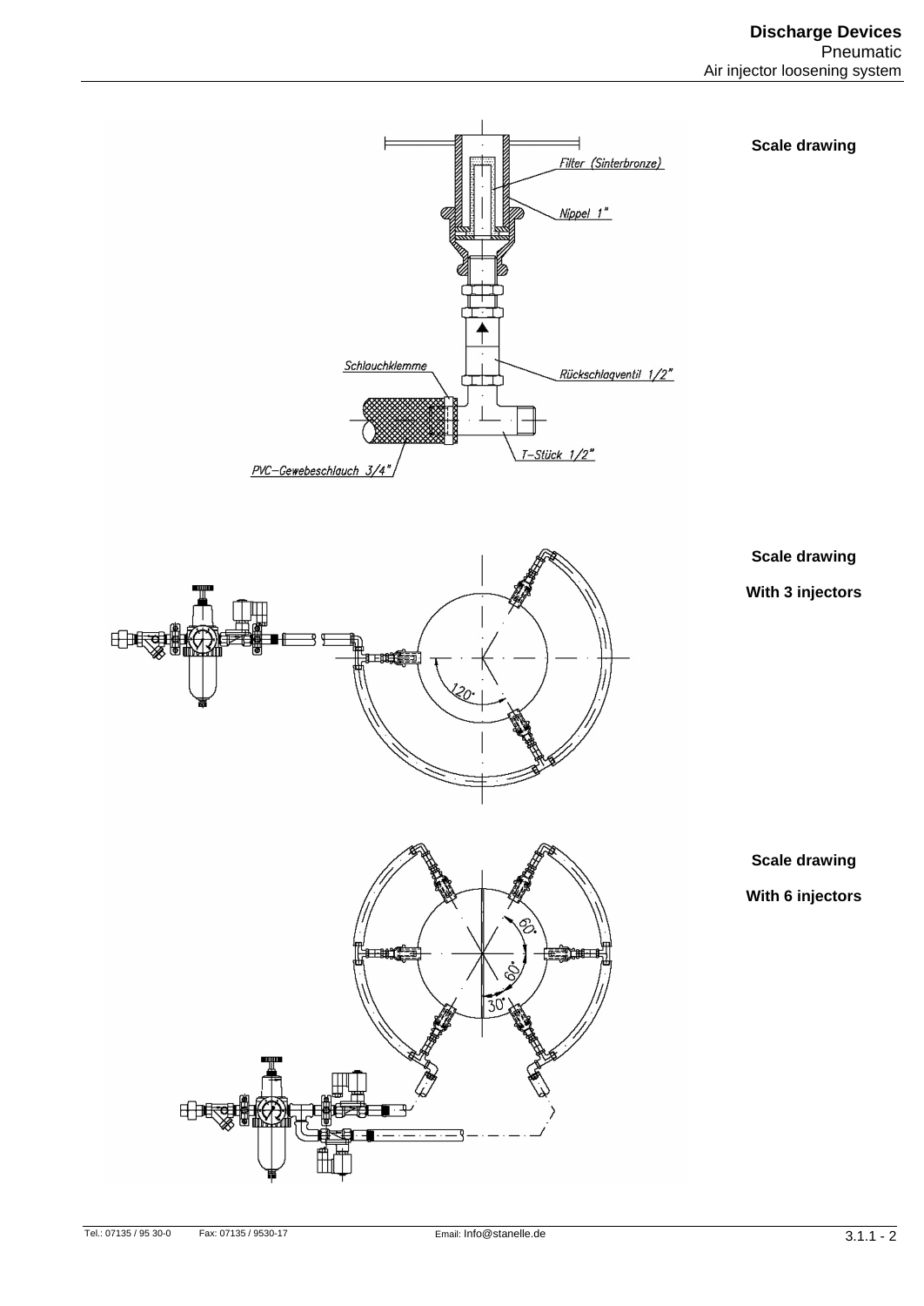Scale drawing

Filter (Sinterbronze)

Nippel 1"

Schlauchklemme

Rückschlagventil 1/2"

T-Stück 1/2"

PVC-Gewebeschlauch 3/4"

Scale drawing

With 3 injectors

120°

Scale drawing

With 6 injectors

60°

60°

30°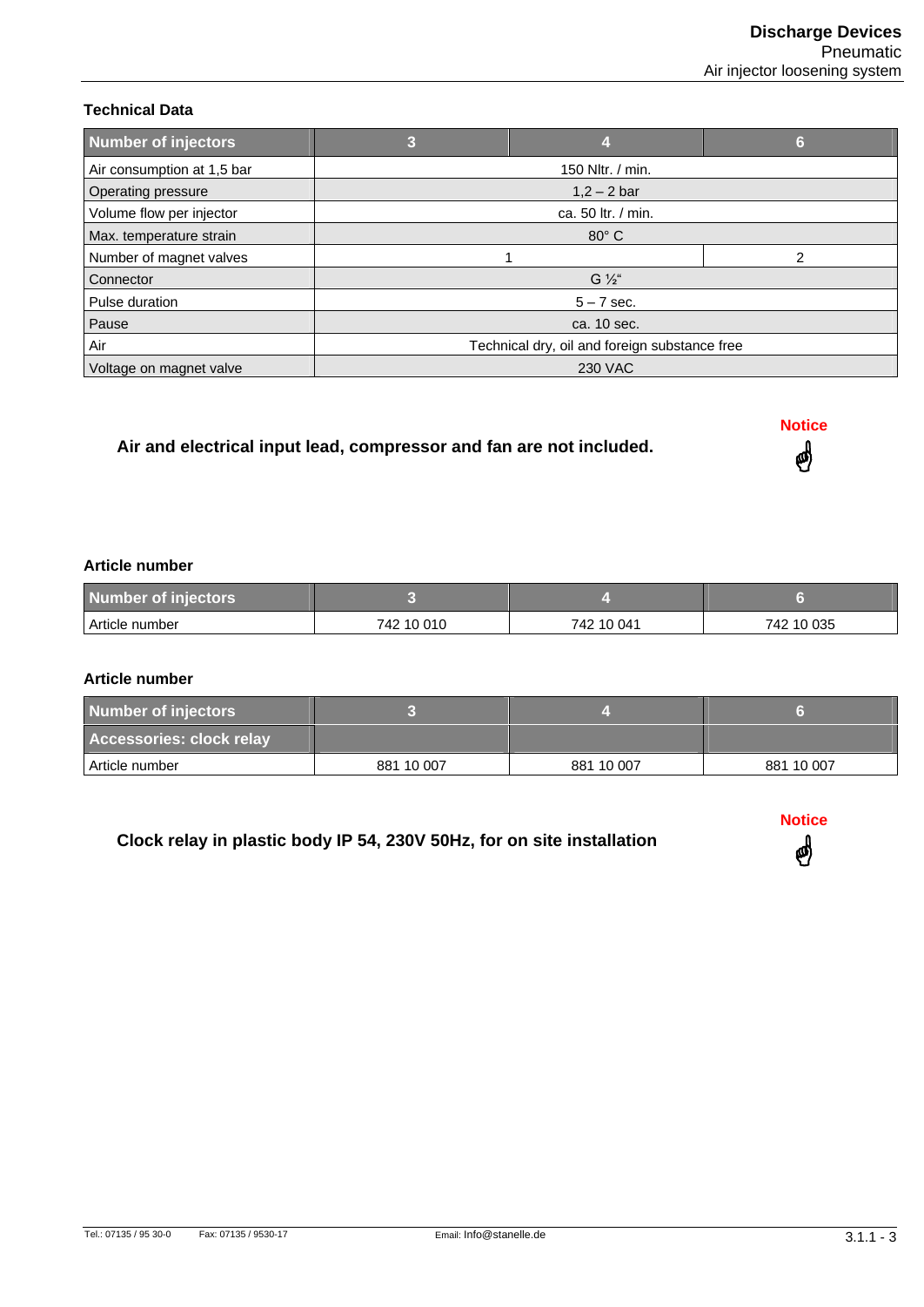### Technical Data

| Number of injectors | 3 | 4 | 6 |
|---|---|---|---|
| Air consumption at 1,5 bar | 150 Nltr. / min. | | |
| Operating pressure | 1,2 – 2 bar | | |
| Volume flow per injector | ca. 50 ltr. / min. | | |
| Max. temperature strain | 80° C | | |
| Number of magnet valves | 1 | | 2 |
| Connector | G ½“ | | |
| Pulse duration | 5 – 7 sec. | | |
| Pause | ca. 10 sec. | | |
| Air | Technical dry, oil and foreign substance free | | |
| Voltage on magnet valve | 230 VAC | | |

**Notice**

**Air and electrical input lead, compressor and fan are not included.**

### Article number

| Number of injectors | 3 | 4 | 6 |
|---|---|---|---|
| Article number | 742 10 010 | 742 10 041 | 742 10 035 |

### Article number

| Number of injectors | 3 | 4 | 6 |
|---|---|---|---|
| **Accessories: clock relay** | | | |
| Article number | 881 10 007 | 881 10 007 | 881 10 007 |

**Notice**

**Clock relay in plastic body IP 54, 230V 50Hz, for on site installation**